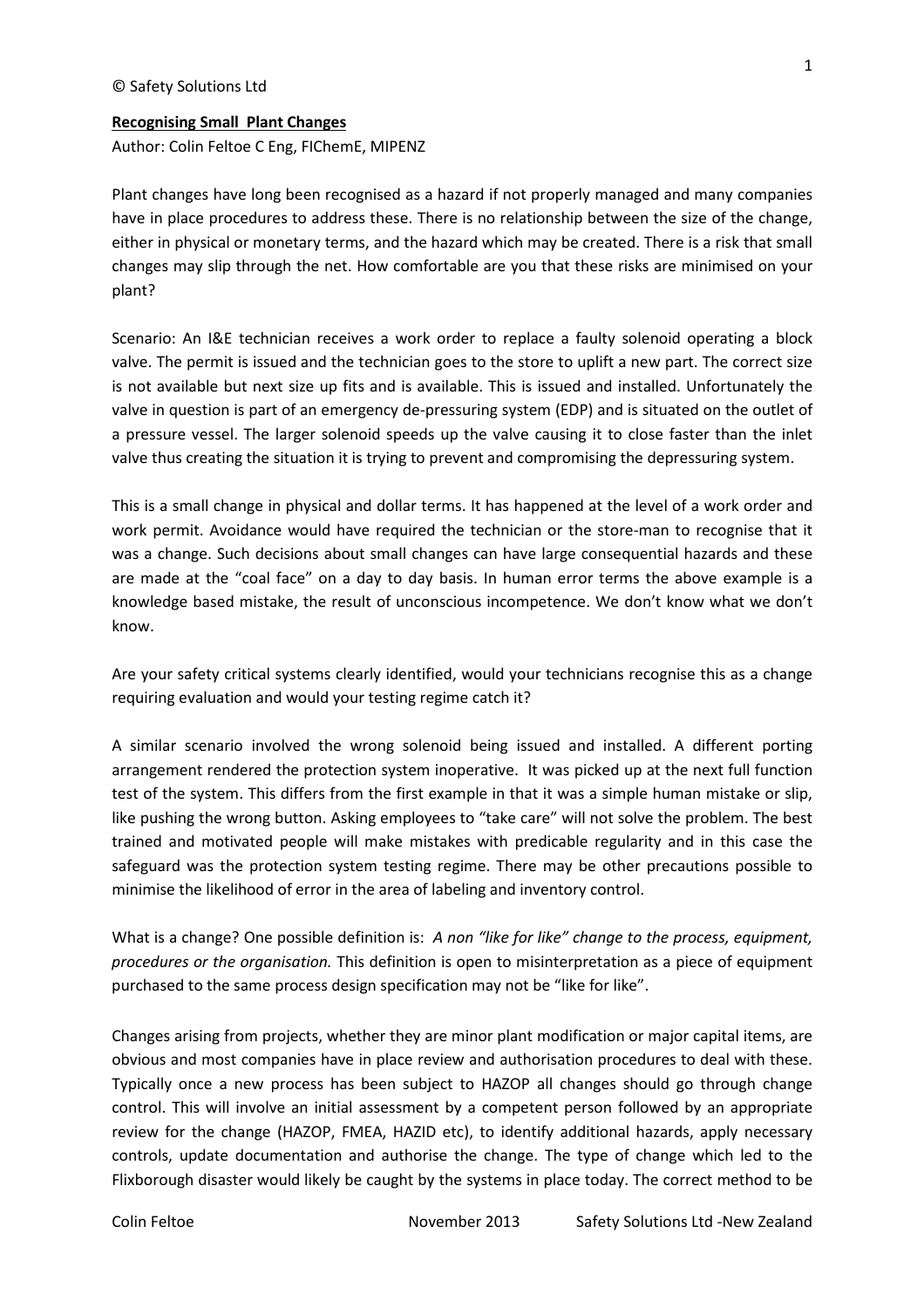© Safety Solutions Ltd

**Recognising Small Plant Changes**

Author: Colin Feltoe C Eng, FIChemE, MIPENZ

Plant changes have long been recognised as a hazard if not properly managed and many companies have in place procedures to address these. There is no relationship between the size of the change, either in physical or monetary terms, and the hazard which may be created. There is a risk that small changes may slip through the net. How comfortable are you that these risks are minimised on your plant?

Scenario: An I&E technician receives a work order to replace a faulty solenoid operating a block valve. The permit is issued and the technician goes to the store to uplift a new part. The correct size is not available but next size up fits and is available. This is issued and installed. Unfortunately the valve in question is part of an emergency de-pressuring system (EDP) and is situated on the outlet of a pressure vessel. The larger solenoid speeds up the valve causing it to close faster than the inlet valve thus creating the situation it is trying to prevent and compromising the depressuring system.

This is a small change in physical and dollar terms. It has happened at the level of a work order and work permit. Avoidance would have required the technician or the store-man to recognise that it was a change. Such decisions about small changes can have large consequential hazards and these are made at the "coal face" on a day to day basis. In human error terms the above example is a knowledge based mistake, the result of unconscious incompetence. We don't know what we don't know.

Are your safety critical systems clearly identified, would your technicians recognise this as a change requiring evaluation and would your testing regime catch it?

A similar scenario involved the wrong solenoid being issued and installed. A different porting arrangement rendered the protection system inoperative. It was picked up at the next full function test of the system. This differs from the first example in that it was a simple human mistake or slip, like pushing the wrong button. Asking employees to "take care" will not solve the problem. The best trained and motivated people will make mistakes with predicable regularity and in this case the safeguard was the protection system testing regime. There may be other precautions possible to minimise the likelihood of error in the area of labeling and inventory control.

What is a change? One possible definition is: *A non "like for like" change to the process, equipment, procedures or the organisation.* This definition is open to misinterpretation as a piece of equipment purchased to the same process design specification may not be "like for like".

Changes arising from projects, whether they are minor plant modification or major capital items, are obvious and most companies have in place review and authorisation procedures to deal with these. Typically once a new process has been subject to HAZOP all changes should go through change control. This will involve an initial assessment by a competent person followed by an appropriate review for the change (HAZOP, FMEA, HAZID etc), to identify additional hazards, apply necessary controls, update documentation and authorise the change. The type of change which led to the Flixborough disaster would likely be caught by the systems in place today. The correct method to be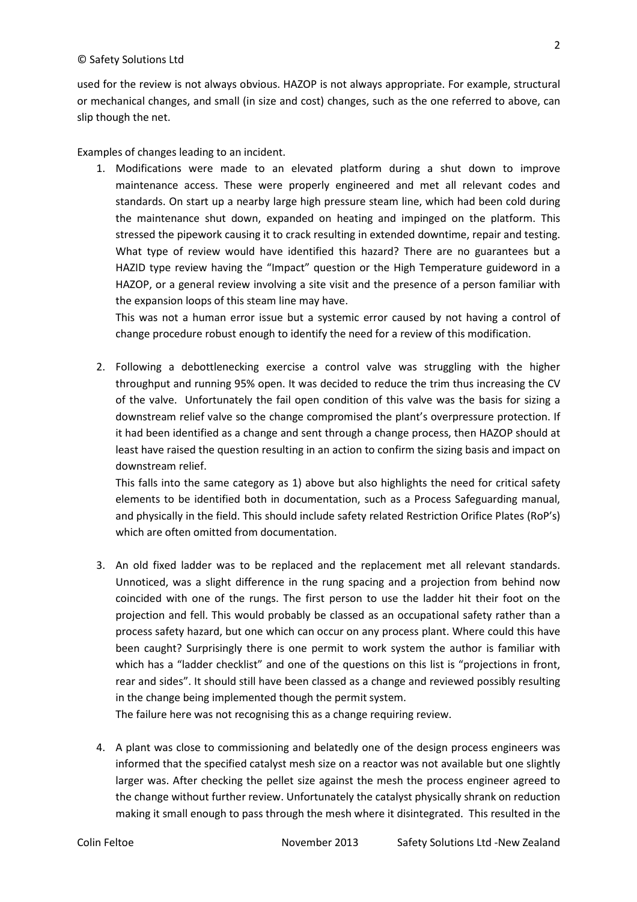used for the review is not always obvious. HAZOP is not always appropriate. For example, structural or mechanical changes, and small (in size and cost) changes, such as the one referred to above, can slip though the net.

Examples of changes leading to an incident.

1. Modifications were made to an elevated platform during a shut down to improve maintenance access. These were properly engineered and met all relevant codes and standards. On start up a nearby large high pressure steam line, which had been cold during the maintenance shut down, expanded on heating and impinged on the platform. This stressed the pipework causing it to crack resulting in extended downtime, repair and testing. What type of review would have identified this hazard? There are no guarantees but a HAZID type review having the "Impact" question or the High Temperature guideword in a HAZOP, or a general review involving a site visit and the presence of a person familiar with the expansion loops of this steam line may have.

   This was not a human error issue but a systemic error caused by not having a control of change procedure robust enough to identify the need for a review of this modification.

2. Following a debottlenecking exercise a control valve was struggling with the higher throughput and running 95% open. It was decided to reduce the trim thus increasing the CV of the valve. Unfortunately the fail open condition of this valve was the basis for sizing a downstream relief valve so the change compromised the plant's overpressure protection. If it had been identified as a change and sent through a change process, then HAZOP should at least have raised the question resulting in an action to confirm the sizing basis and impact on downstream relief.

   This falls into the same category as 1) above but also highlights the need for critical safety elements to be identified both in documentation, such as a Process Safeguarding manual, and physically in the field. This should include safety related Restriction Orifice Plates (RoP's) which are often omitted from documentation.

3. An old fixed ladder was to be replaced and the replacement met all relevant standards. Unnoticed, was a slight difference in the rung spacing and a projection from behind now coincided with one of the rungs. The first person to use the ladder hit their foot on the projection and fell. This would probably be classed as an occupational safety rather than a process safety hazard, but one which can occur on any process plant. Where could this have been caught? Surprisingly there is one permit to work system the author is familiar with which has a "ladder checklist" and one of the questions on this list is "projections in front, rear and sides". It should still have been classed as a change and reviewed possibly resulting in the change being implemented though the permit system.

   The failure here was not recognising this as a change requiring review.

4. A plant was close to commissioning and belatedly one of the design process engineers was informed that the specified catalyst mesh size on a reactor was not available but one slightly larger was. After checking the pellet size against the mesh the process engineer agreed to the change without further review. Unfortunately the catalyst physically shrank on reduction making it small enough to pass through the mesh where it disintegrated. This resulted in the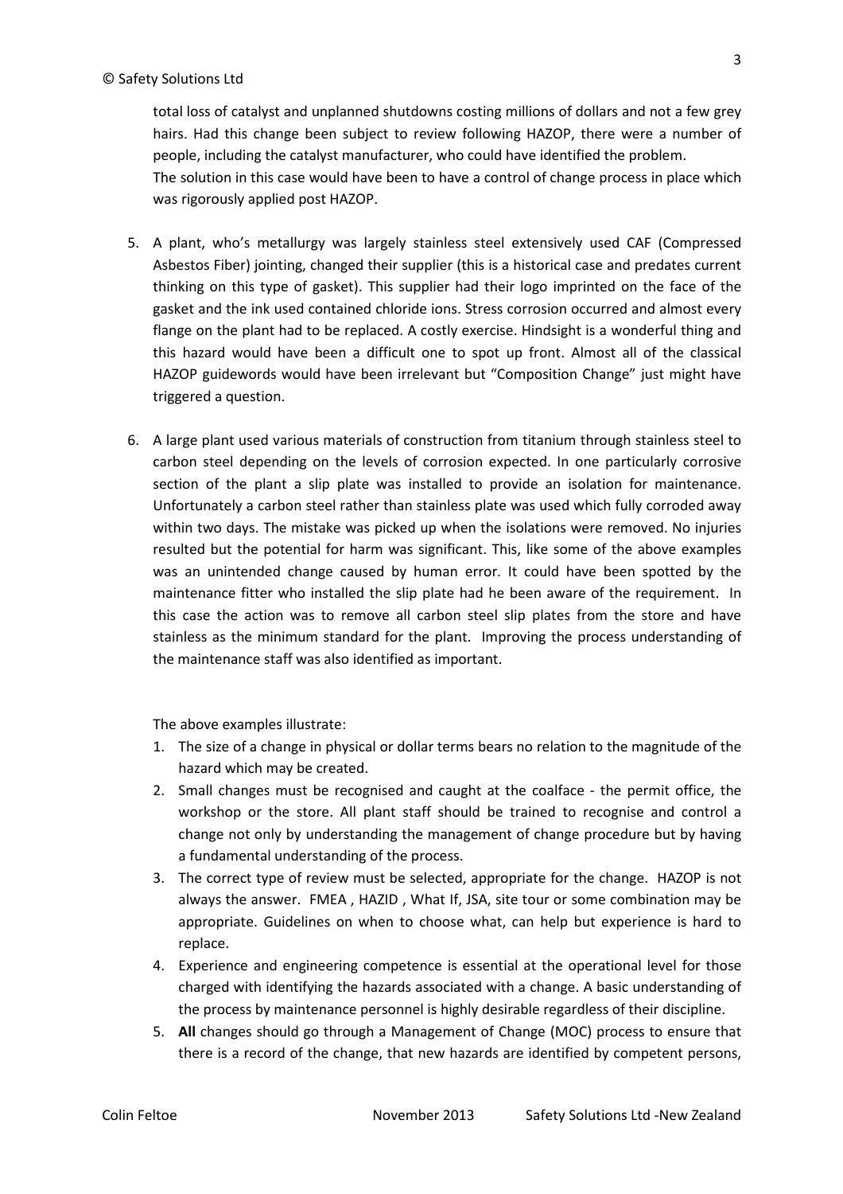total loss of catalyst and unplanned shutdowns costing millions of dollars and not a few grey hairs. Had this change been subject to review following HAZOP, there were a number of people, including the catalyst manufacturer, who could have identified the problem.
The solution in this case would have been to have a control of change process in place which was rigorously applied post HAZOP.

5. A plant, who's metallurgy was largely stainless steel extensively used CAF (Compressed Asbestos Fiber) jointing, changed their supplier (this is a historical case and predates current thinking on this type of gasket). This supplier had their logo imprinted on the face of the gasket and the ink used contained chloride ions. Stress corrosion occurred and almost every flange on the plant had to be replaced. A costly exercise. Hindsight is a wonderful thing and this hazard would have been a difficult one to spot up front. Almost all of the classical HAZOP guidewords would have been irrelevant but "Composition Change" just might have triggered a question.

6. A large plant used various materials of construction from titanium through stainless steel to carbon steel depending on the levels of corrosion expected. In one particularly corrosive section of the plant a slip plate was installed to provide an isolation for maintenance. Unfortunately a carbon steel rather than stainless plate was used which fully corroded away within two days. The mistake was picked up when the isolations were removed. No injuries resulted but the potential for harm was significant. This, like some of the above examples was an unintended change caused by human error. It could have been spotted by the maintenance fitter who installed the slip plate had he been aware of the requirement. In this case the action was to remove all carbon steel slip plates from the store and have stainless as the minimum standard for the plant. Improving the process understanding of the maintenance staff was also identified as important.

The above examples illustrate:

1. The size of a change in physical or dollar terms bears no relation to the magnitude of the hazard which may be created.
2. Small changes must be recognised and caught at the coalface - the permit office, the workshop or the store. All plant staff should be trained to recognise and control a change not only by understanding the management of change procedure but by having a fundamental understanding of the process.
3. The correct type of review must be selected, appropriate for the change. HAZOP is not always the answer. FMEA , HAZID , What If, JSA, site tour or some combination may be appropriate. Guidelines on when to choose what, can help but experience is hard to replace.
4. Experience and engineering competence is essential at the operational level for those charged with identifying the hazards associated with a change. A basic understanding of the process by maintenance personnel is highly desirable regardless of their discipline.
5. **All** changes should go through a Management of Change (MOC) process to ensure that there is a record of the change, that new hazards are identified by competent persons,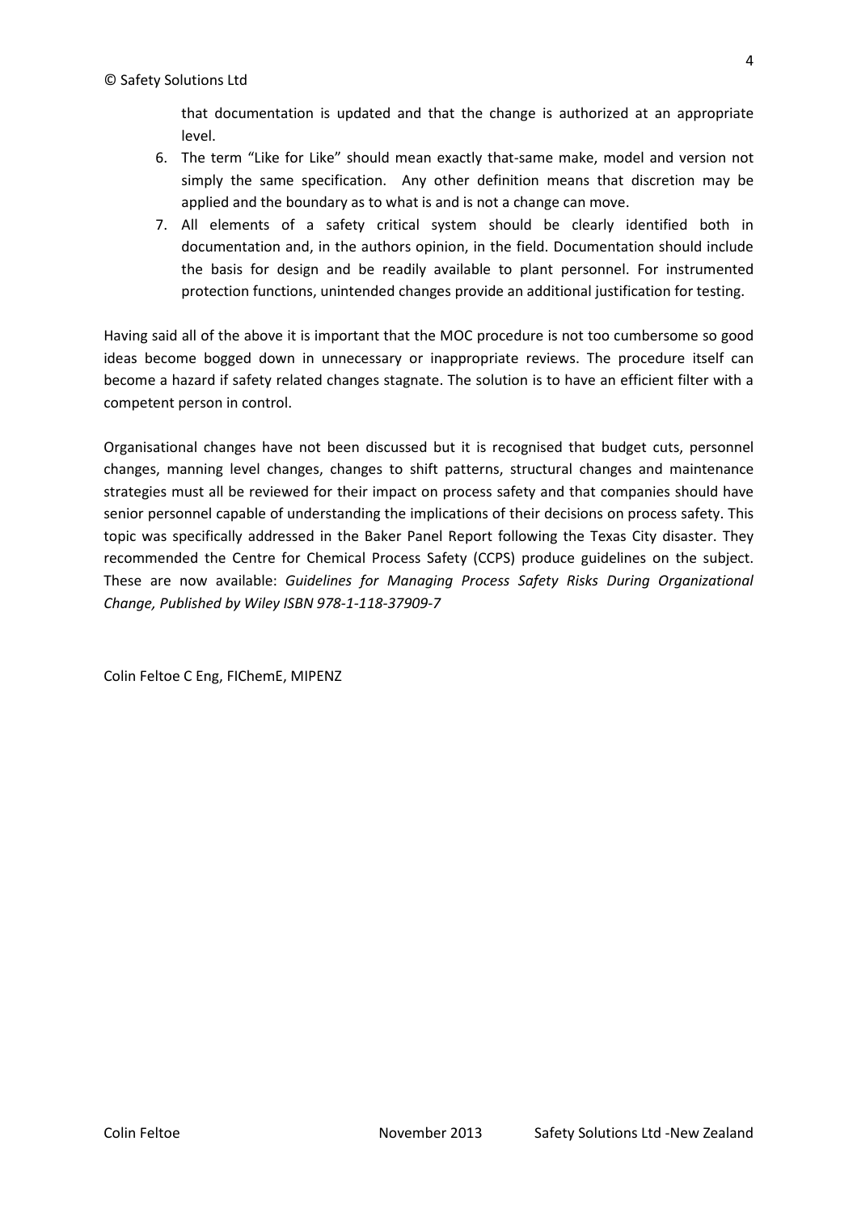that documentation is updated and that the change is authorized at an appropriate level.

6. The term "Like for Like" should mean exactly that-same make, model and version not simply the same specification. Any other definition means that discretion may be applied and the boundary as to what is and is not a change can move.
7. All elements of a safety critical system should be clearly identified both in documentation and, in the authors opinion, in the field. Documentation should include the basis for design and be readily available to plant personnel. For instrumented protection functions, unintended changes provide an additional justification for testing.

Having said all of the above it is important that the MOC procedure is not too cumbersome so good ideas become bogged down in unnecessary or inappropriate reviews. The procedure itself can become a hazard if safety related changes stagnate. The solution is to have an efficient filter with a competent person in control.

Organisational changes have not been discussed but it is recognised that budget cuts, personnel changes, manning level changes, changes to shift patterns, structural changes and maintenance strategies must all be reviewed for their impact on process safety and that companies should have senior personnel capable of understanding the implications of their decisions on process safety. This topic was specifically addressed in the Baker Panel Report following the Texas City disaster. They recommended the Centre for Chemical Process Safety (CCPS) produce guidelines on the subject. These are now available: *Guidelines for Managing Process Safety Risks During Organizational Change, Published by Wiley ISBN 978-1-118-37909-7*

Colin Feltoe C Eng, FIChemE, MIPENZ